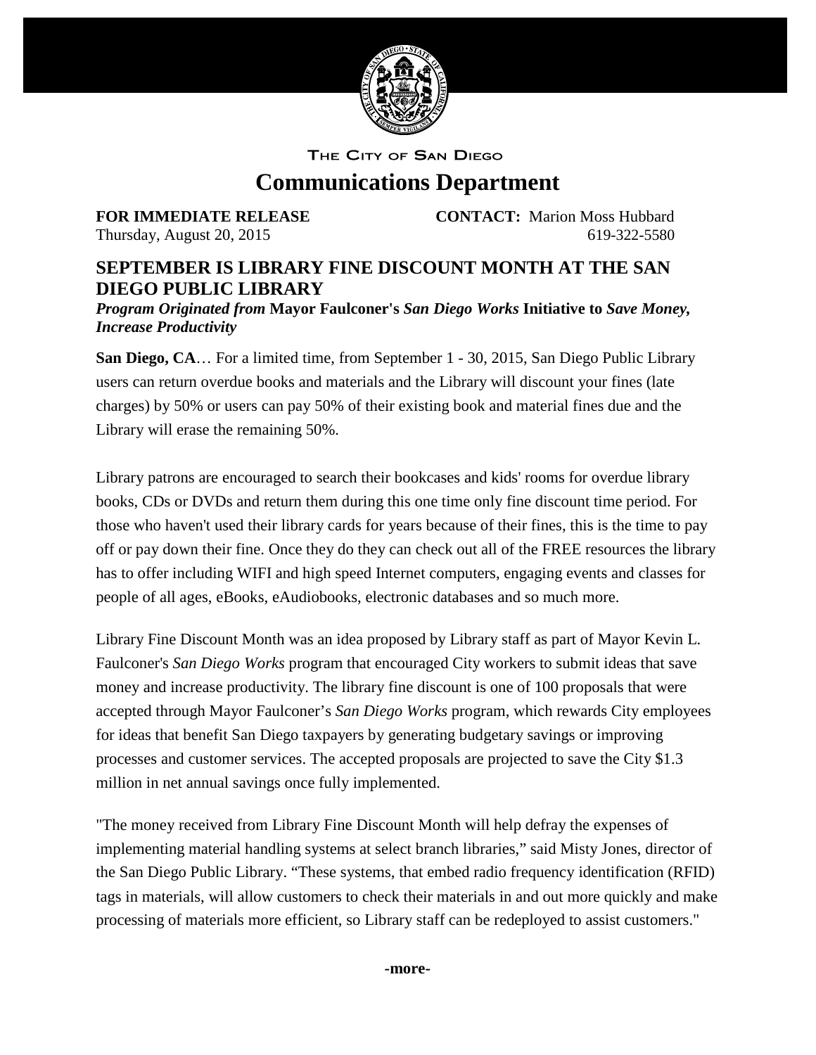THE CITY OF SAN DIEGO

# Communications Department

**FOR IMMEDIATE RELEASE** **CONTACT:** Marion Moss Hubbard
Thursday, August 20, 2015 619-322-5580

## SEPTEMBER IS LIBRARY FINE DISCOUNT MONTH AT THE SAN DIEGO PUBLIC LIBRARY

***Program Originated from* Mayor Faulconer's *San Diego Works* Initiative to *Save Money, Increase Productivity***

**San Diego, CA**… For a limited time, from September 1 - 30, 2015, San Diego Public Library users can return overdue books and materials and the Library will discount your fines (late charges) by 50% or users can pay 50% of their existing book and material fines due and the Library will erase the remaining 50%.

Library patrons are encouraged to search their bookcases and kids' rooms for overdue library books, CDs or DVDs and return them during this one time only fine discount time period. For those who haven't used their library cards for years because of their fines, this is the time to pay off or pay down their fine. Once they do they can check out all of the FREE resources the library has to offer including WIFI and high speed Internet computers, engaging events and classes for people of all ages, eBooks, eAudiobooks, electronic databases and so much more.

Library Fine Discount Month was an idea proposed by Library staff as part of Mayor Kevin L. Faulconer's *San Diego Works* program that encouraged City workers to submit ideas that save money and increase productivity. The library fine discount is one of 100 proposals that were accepted through Mayor Faulconer's *San Diego Works* program, which rewards City employees for ideas that benefit San Diego taxpayers by generating budgetary savings or improving processes and customer services. The accepted proposals are projected to save the City $1.3 million in net annual savings once fully implemented.

"The money received from Library Fine Discount Month will help defray the expenses of implementing material handling systems at select branch libraries," said Misty Jones, director of the San Diego Public Library. "These systems, that embed radio frequency identification (RFID) tags in materials, will allow customers to check their materials in and out more quickly and make processing of materials more efficient, so Library staff can be redeployed to assist customers."

**-more-**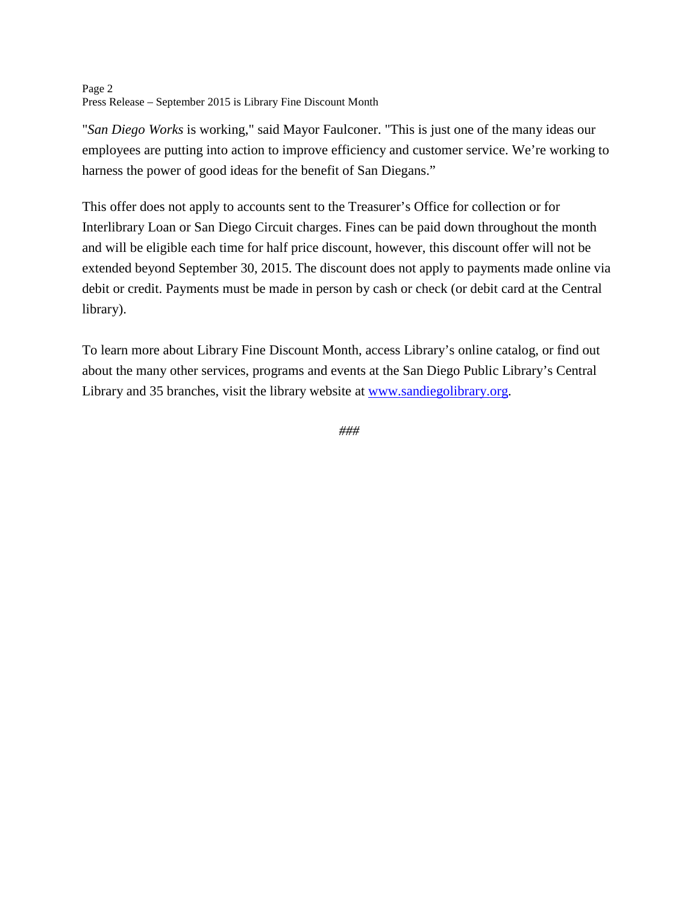"*San Diego Works* is working," said Mayor Faulconer. "This is just one of the many ideas our employees are putting into action to improve efficiency and customer service. We're working to harness the power of good ideas for the benefit of San Diegans."

This offer does not apply to accounts sent to the Treasurer's Office for collection or for Interlibrary Loan or San Diego Circuit charges. Fines can be paid down throughout the month and will be eligible each time for half price discount, however, this discount offer will not be extended beyond September 30, 2015. The discount does not apply to payments made online via debit or credit. Payments must be made in person by cash or check (or debit card at the Central library).

To learn more about Library Fine Discount Month, access Library's online catalog, or find out about the many other services, programs and events at the San Diego Public Library's Central Library and 35 branches, visit the library website at [www.sandiegolibrary.org](http://www.sandiegolibrary.org).

###